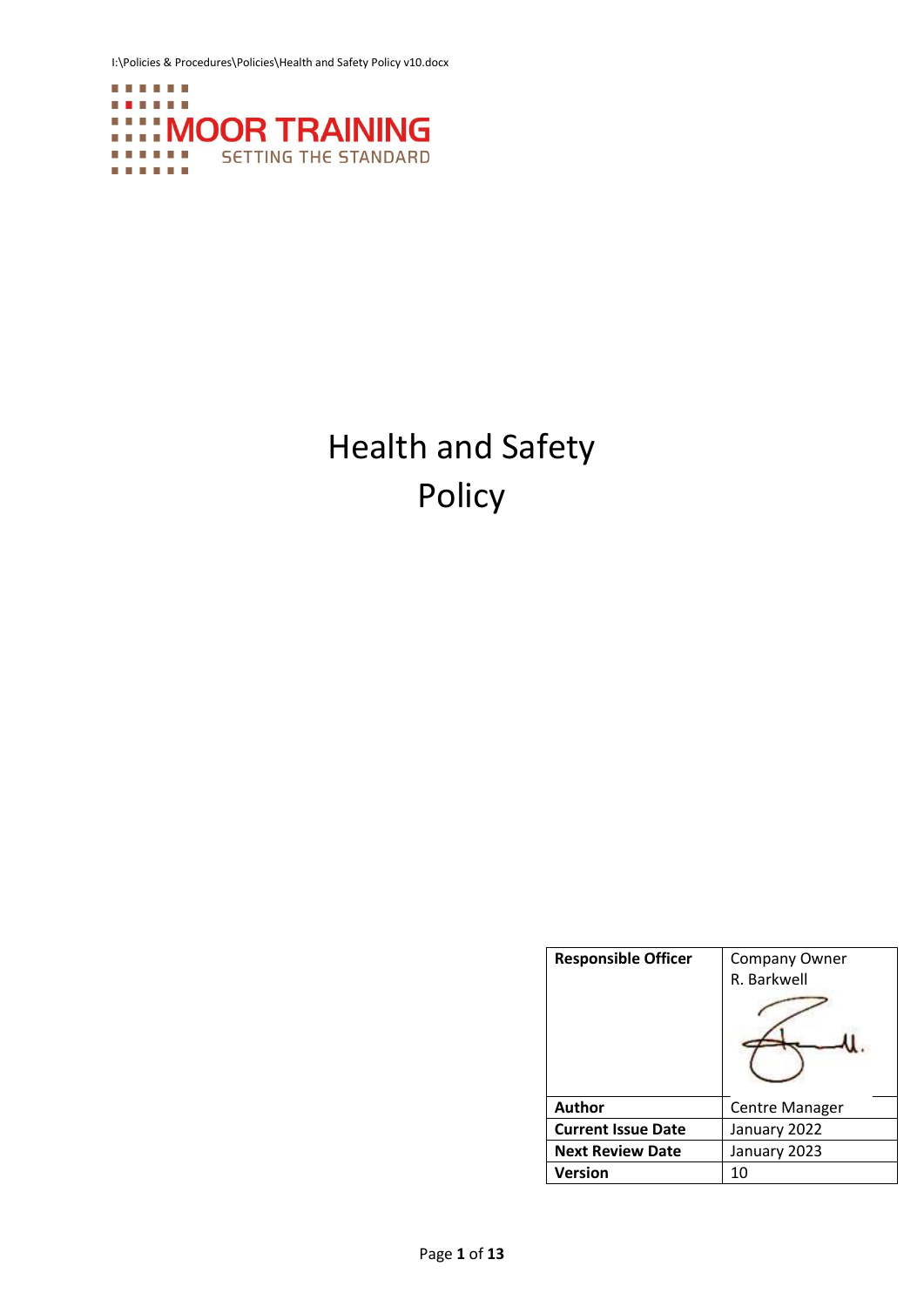MOOR TRAINING

SETTING THE STANDARD

# Health and Safety Policy

| Responsible Officer | Company Owner R. Barkwell |
|---|---|
| Author | Centre Manager |
| Current Issue Date | January 2022 |
| Next Review Date | January 2023 |
| Version | 10 |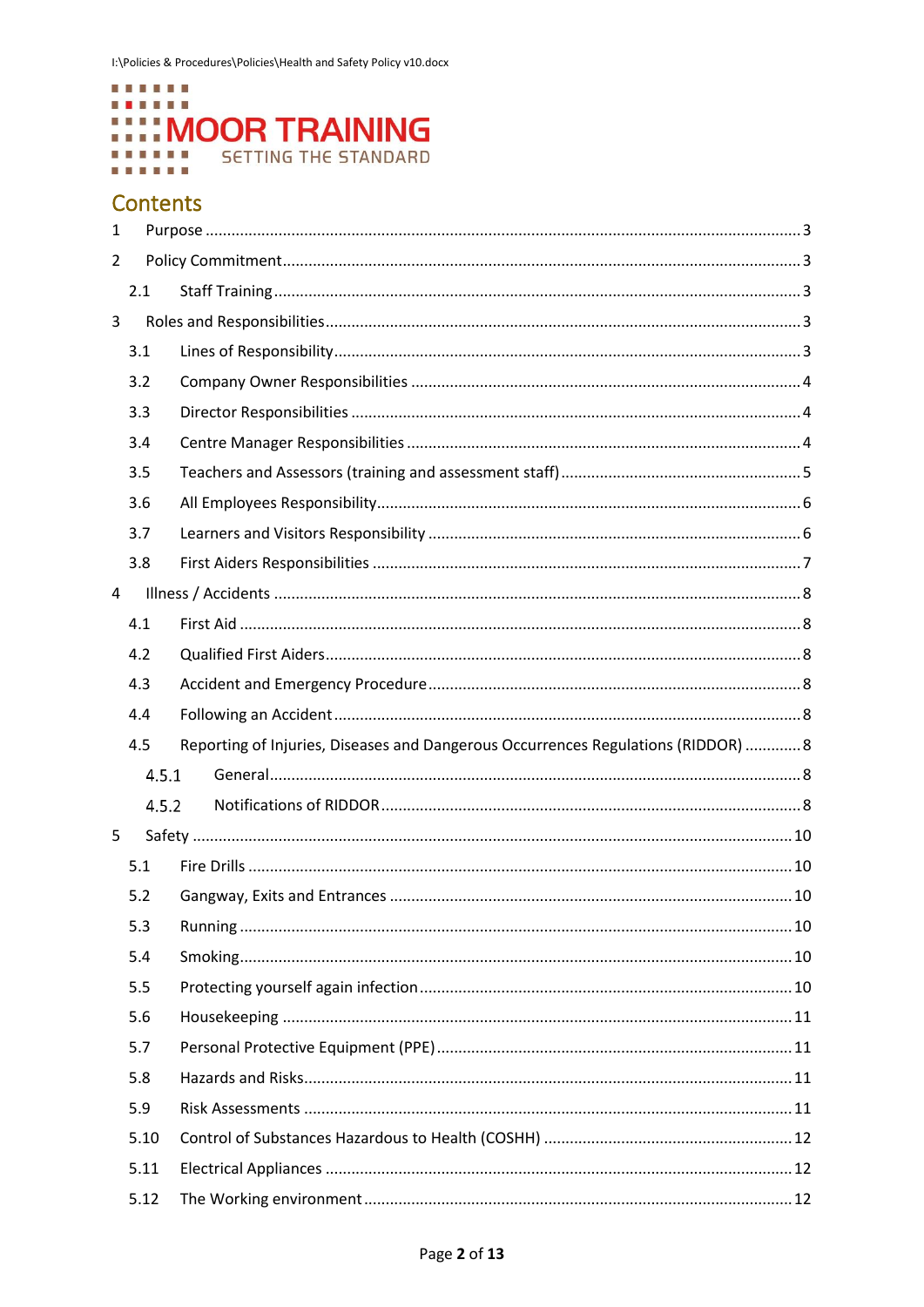I:\Policies & Procedures\Policies\Health and Safety Policy v10.docx

MOOR TRAINING
SETTING THE STANDARD

## Contents

1 Purpose ........ 3

2 Policy Commitment ........ 3

2.1 Staff Training ........ 3

3 Roles and Responsibilities ........ 3

3.1 Lines of Responsibility ........ 3

3.2 Company Owner Responsibilities ........ 4

3.3 Director Responsibilities ........ 4

3.4 Centre Manager Responsibilities ........ 4

3.5 Teachers and Assessors (training and assessment staff) ........ 5

3.6 All Employees Responsibility ........ 6

3.7 Learners and Visitors Responsibility ........ 6

3.8 First Aiders Responsibilities ........ 7

4 Illness / Accidents ........ 8

4.1 First Aid ........ 8

4.2 Qualified First Aiders ........ 8

4.3 Accident and Emergency Procedure ........ 8

4.4 Following an Accident ........ 8

4.5 Reporting of Injuries, Diseases and Dangerous Occurrences Regulations (RIDDOR) ........ 8

4.5.1 General ........ 8

4.5.2 Notifications of RIDDOR ........ 8

5 Safety ........ 10

5.1 Fire Drills ........ 10

5.2 Gangway, Exits and Entrances ........ 10

5.3 Running ........ 10

5.4 Smoking ........ 10

5.5 Protecting yourself again infection ........ 10

5.6 Housekeeping ........ 11

5.7 Personal Protective Equipment (PPE) ........ 11

5.8 Hazards and Risks ........ 11

5.9 Risk Assessments ........ 11

5.10 Control of Substances Hazardous to Health (COSHH) ........ 12

5.11 Electrical Appliances ........ 12

5.12 The Working environment ........ 12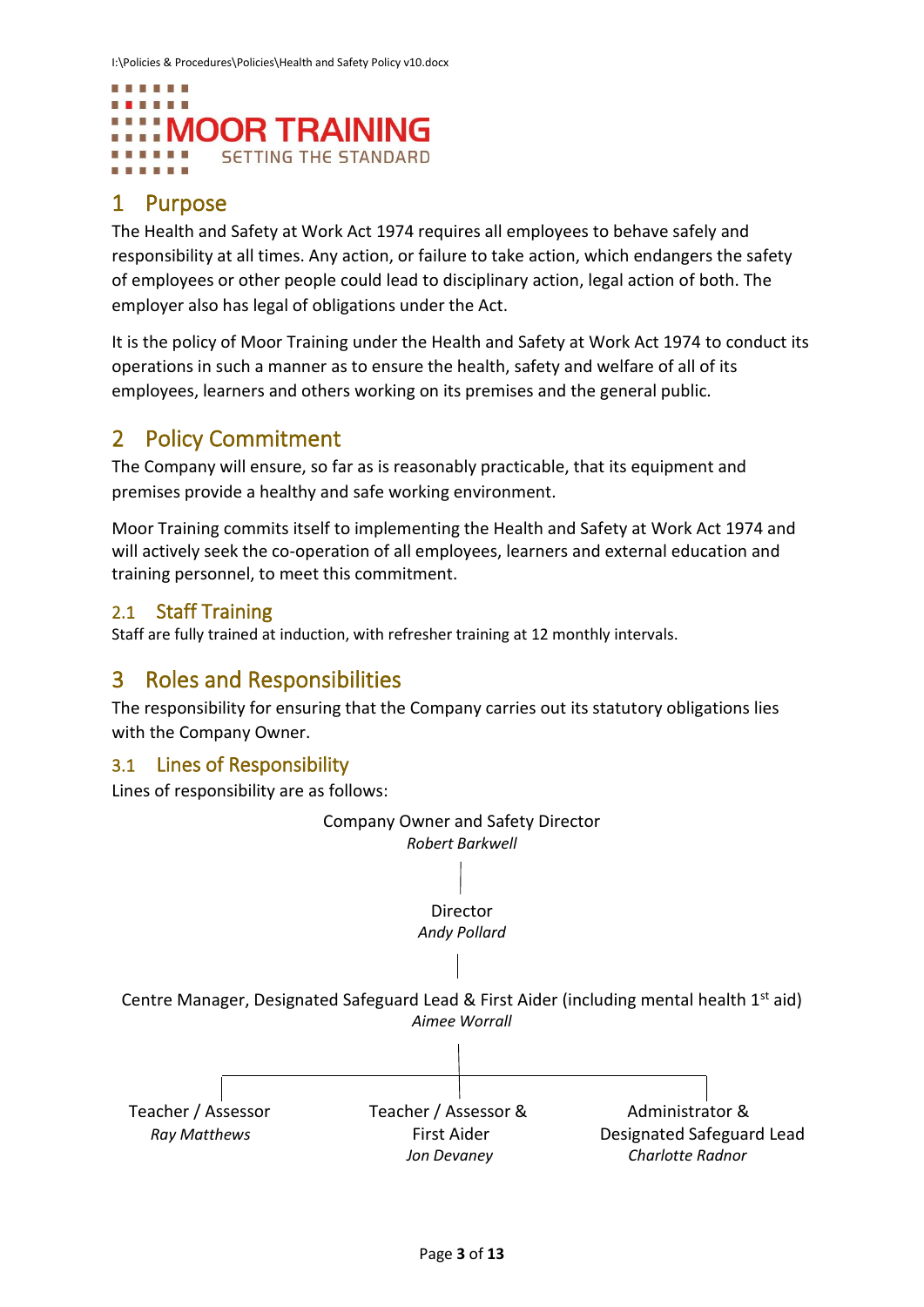I:\Policies & Procedures\Policies\Health and Safety Policy v10.docx

MOOR TRAINING
SETTING THE STANDARD

# 1 Purpose

The Health and Safety at Work Act 1974 requires all employees to behave safely and responsibility at all times. Any action, or failure to take action, which endangers the safety of employees or other people could lead to disciplinary action, legal action of both. The employer also has legal of obligations under the Act.

It is the policy of Moor Training under the Health and Safety at Work Act 1974 to conduct its operations in such a manner as to ensure the health, safety and welfare of all of its employees, learners and others working on its premises and the general public.

# 2 Policy Commitment

The Company will ensure, so far as is reasonably practicable, that its equipment and premises provide a healthy and safe working environment.

Moor Training commits itself to implementing the Health and Safety at Work Act 1974 and will actively seek the co-operation of all employees, learners and external education and training personnel, to meet this commitment.

## 2.1 Staff Training

Staff are fully trained at induction, with refresher training at 12 monthly intervals.

# 3 Roles and Responsibilities

The responsibility for ensuring that the Company carries out its statutory obligations lies with the Company Owner.

## 3.1 Lines of Responsibility

Lines of responsibility are as follows:

Company Owner and Safety Director
*Robert Barkwell*

Director
*Andy Pollard*

Centre Manager, Designated Safeguard Lead & First Aider (including mental health 1st aid)
*Aimee Worrall*

- Teacher / Assessor — *Ray Matthews*
- Teacher / Assessor & First Aider — *Jon Devaney*
- Administrator & Designated Safeguard Lead — *Charlotte Radnor*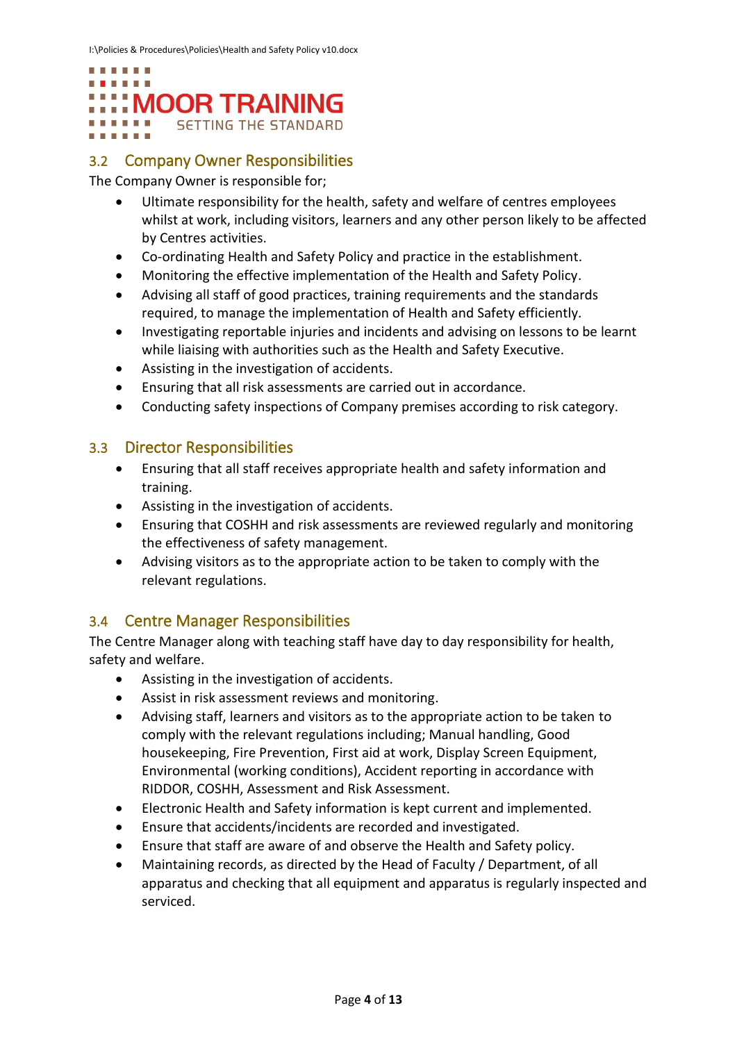### 3.2 Company Owner Responsibilities

The Company Owner is responsible for;

- Ultimate responsibility for the health, safety and welfare of centres employees whilst at work, including visitors, learners and any other person likely to be affected by Centres activities.
- Co-ordinating Health and Safety Policy and practice in the establishment.
- Monitoring the effective implementation of the Health and Safety Policy.
- Advising all staff of good practices, training requirements and the standards required, to manage the implementation of Health and Safety efficiently.
- Investigating reportable injuries and incidents and advising on lessons to be learnt while liaising with authorities such as the Health and Safety Executive.
- Assisting in the investigation of accidents.
- Ensuring that all risk assessments are carried out in accordance.
- Conducting safety inspections of Company premises according to risk category.

### 3.3 Director Responsibilities

- Ensuring that all staff receives appropriate health and safety information and training.
- Assisting in the investigation of accidents.
- Ensuring that COSHH and risk assessments are reviewed regularly and monitoring the effectiveness of safety management.
- Advising visitors as to the appropriate action to be taken to comply with the relevant regulations.

### 3.4 Centre Manager Responsibilities

The Centre Manager along with teaching staff have day to day responsibility for health, safety and welfare.

- Assisting in the investigation of accidents.
- Assist in risk assessment reviews and monitoring.
- Advising staff, learners and visitors as to the appropriate action to be taken to comply with the relevant regulations including; Manual handling, Good housekeeping, Fire Prevention, First aid at work, Display Screen Equipment, Environmental (working conditions), Accident reporting in accordance with RIDDOR, COSHH, Assessment and Risk Assessment.
- Electronic Health and Safety information is kept current and implemented.
- Ensure that accidents/incidents are recorded and investigated.
- Ensure that staff are aware of and observe the Health and Safety policy.
- Maintaining records, as directed by the Head of Faculty / Department, of all apparatus and checking that all equipment and apparatus is regularly inspected and serviced.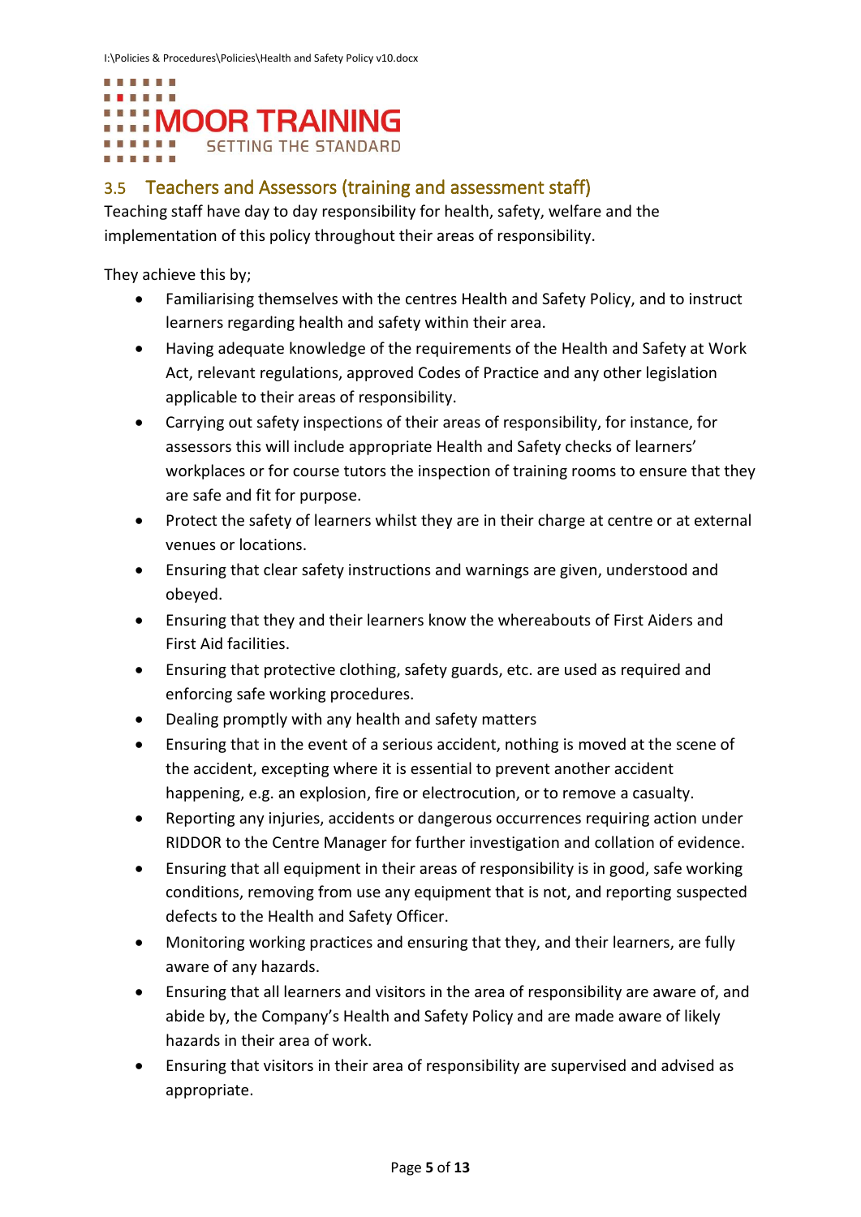## 3.5 Teachers and Assessors (training and assessment staff)

Teaching staff have day to day responsibility for health, safety, welfare and the implementation of this policy throughout their areas of responsibility.

They achieve this by;

- Familiarising themselves with the centres Health and Safety Policy, and to instruct learners regarding health and safety within their area.
- Having adequate knowledge of the requirements of the Health and Safety at Work Act, relevant regulations, approved Codes of Practice and any other legislation applicable to their areas of responsibility.
- Carrying out safety inspections of their areas of responsibility, for instance, for assessors this will include appropriate Health and Safety checks of learners' workplaces or for course tutors the inspection of training rooms to ensure that they are safe and fit for purpose.
- Protect the safety of learners whilst they are in their charge at centre or at external venues or locations.
- Ensuring that clear safety instructions and warnings are given, understood and obeyed.
- Ensuring that they and their learners know the whereabouts of First Aiders and First Aid facilities.
- Ensuring that protective clothing, safety guards, etc. are used as required and enforcing safe working procedures.
- Dealing promptly with any health and safety matters
- Ensuring that in the event of a serious accident, nothing is moved at the scene of the accident, excepting where it is essential to prevent another accident happening, e.g. an explosion, fire or electrocution, or to remove a casualty.
- Reporting any injuries, accidents or dangerous occurrences requiring action under RIDDOR to the Centre Manager for further investigation and collation of evidence.
- Ensuring that all equipment in their areas of responsibility is in good, safe working conditions, removing from use any equipment that is not, and reporting suspected defects to the Health and Safety Officer.
- Monitoring working practices and ensuring that they, and their learners, are fully aware of any hazards.
- Ensuring that all learners and visitors in the area of responsibility are aware of, and abide by, the Company's Health and Safety Policy and are made aware of likely hazards in their area of work.
- Ensuring that visitors in their area of responsibility are supervised and advised as appropriate.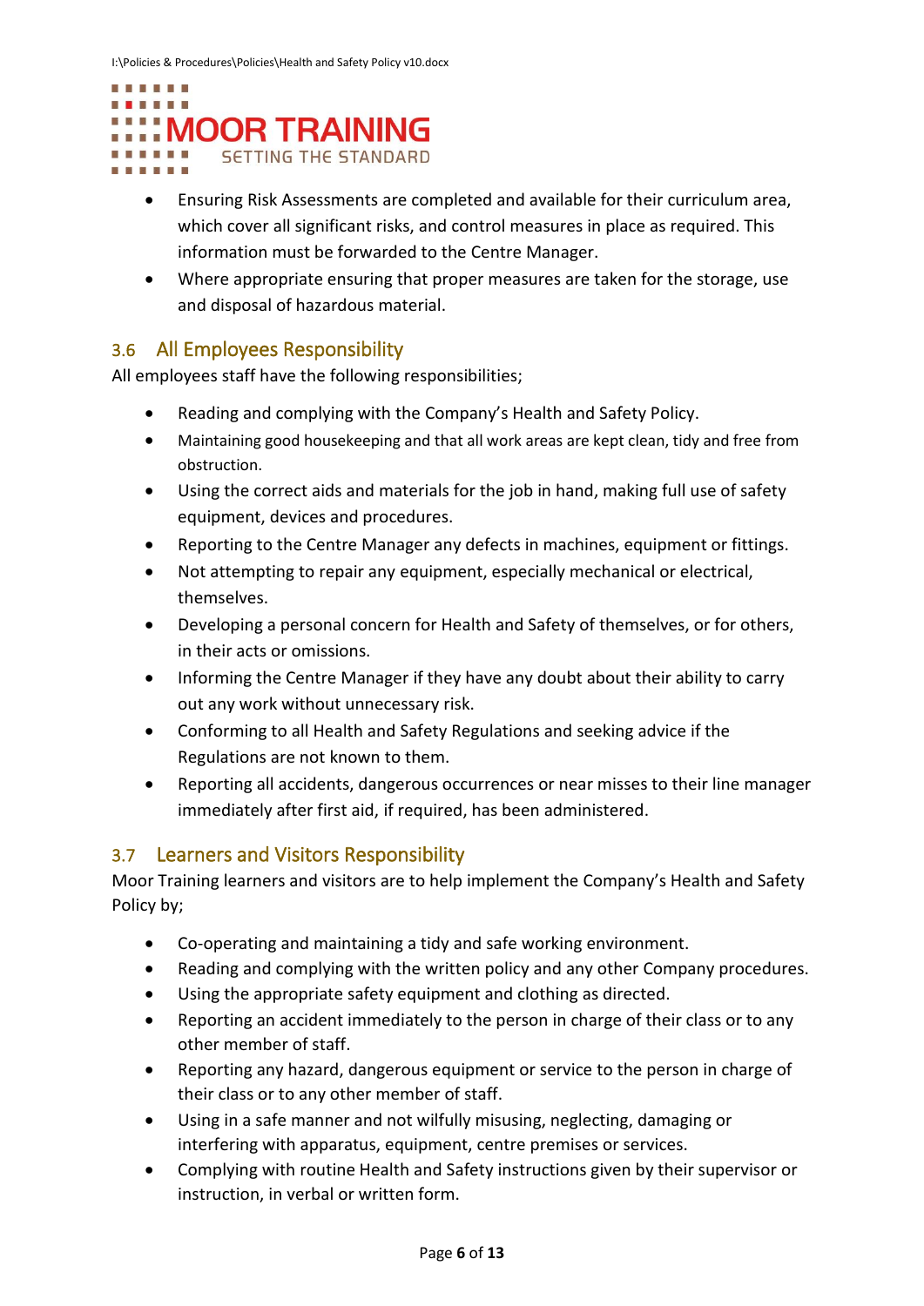- Ensuring Risk Assessments are completed and available for their curriculum area, which cover all significant risks, and control measures in place as required. This information must be forwarded to the Centre Manager.
- Where appropriate ensuring that proper measures are taken for the storage, use and disposal of hazardous material.

## 3.6 All Employees Responsibility

All employees staff have the following responsibilities;

- Reading and complying with the Company's Health and Safety Policy.
- Maintaining good housekeeping and that all work areas are kept clean, tidy and free from obstruction.
- Using the correct aids and materials for the job in hand, making full use of safety equipment, devices and procedures.
- Reporting to the Centre Manager any defects in machines, equipment or fittings.
- Not attempting to repair any equipment, especially mechanical or electrical, themselves.
- Developing a personal concern for Health and Safety of themselves, or for others, in their acts or omissions.
- Informing the Centre Manager if they have any doubt about their ability to carry out any work without unnecessary risk.
- Conforming to all Health and Safety Regulations and seeking advice if the Regulations are not known to them.
- Reporting all accidents, dangerous occurrences or near misses to their line manager immediately after first aid, if required, has been administered.

## 3.7 Learners and Visitors Responsibility

Moor Training learners and visitors are to help implement the Company's Health and Safety Policy by;

- Co-operating and maintaining a tidy and safe working environment.
- Reading and complying with the written policy and any other Company procedures.
- Using the appropriate safety equipment and clothing as directed.
- Reporting an accident immediately to the person in charge of their class or to any other member of staff.
- Reporting any hazard, dangerous equipment or service to the person in charge of their class or to any other member of staff.
- Using in a safe manner and not wilfully misusing, neglecting, damaging or interfering with apparatus, equipment, centre premises or services.
- Complying with routine Health and Safety instructions given by their supervisor or instruction, in verbal or written form.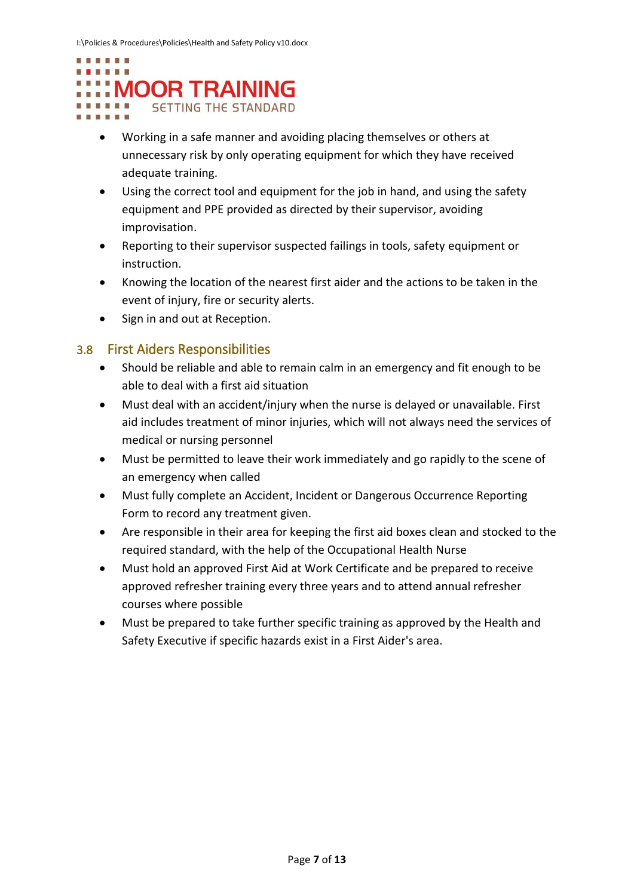- Working in a safe manner and avoiding placing themselves or others at unnecessary risk by only operating equipment for which they have received adequate training.
- Using the correct tool and equipment for the job in hand, and using the safety equipment and PPE provided as directed by their supervisor, avoiding improvisation.
- Reporting to their supervisor suspected failings in tools, safety equipment or instruction.
- Knowing the location of the nearest first aider and the actions to be taken in the event of injury, fire or security alerts.
- Sign in and out at Reception.

### 3.8 First Aiders Responsibilities

- Should be reliable and able to remain calm in an emergency and fit enough to be able to deal with a first aid situation
- Must deal with an accident/injury when the nurse is delayed or unavailable. First aid includes treatment of minor injuries, which will not always need the services of medical or nursing personnel
- Must be permitted to leave their work immediately and go rapidly to the scene of an emergency when called
- Must fully complete an Accident, Incident or Dangerous Occurrence Reporting Form to record any treatment given.
- Are responsible in their area for keeping the first aid boxes clean and stocked to the required standard, with the help of the Occupational Health Nurse
- Must hold an approved First Aid at Work Certificate and be prepared to receive approved refresher training every three years and to attend annual refresher courses where possible
- Must be prepared to take further specific training as approved by the Health and Safety Executive if specific hazards exist in a First Aider's area.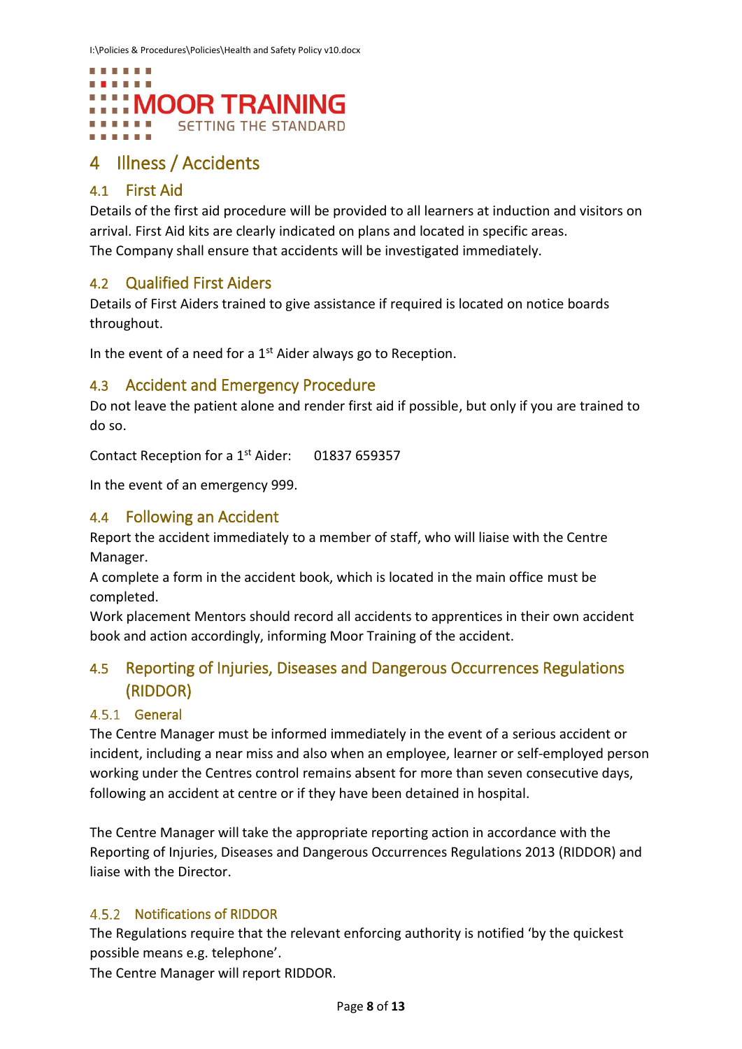# 4 Illness / Accidents

## 4.1 First Aid

Details of the first aid procedure will be provided to all learners at induction and visitors on arrival. First Aid kits are clearly indicated on plans and located in specific areas.
The Company shall ensure that accidents will be investigated immediately.

## 4.2 Qualified First Aiders

Details of First Aiders trained to give assistance if required is located on notice boards throughout.

In the event of a need for a 1st Aider always go to Reception.

## 4.3 Accident and Emergency Procedure

Do not leave the patient alone and render first aid if possible, but only if you are trained to do so.

Contact Reception for a 1st Aider: 01837 659357

In the event of an emergency 999.

## 4.4 Following an Accident

Report the accident immediately to a member of staff, who will liaise with the Centre Manager.
A complete a form in the accident book, which is located in the main office must be completed.
Work placement Mentors should record all accidents to apprentices in their own accident book and action accordingly, informing Moor Training of the accident.

## 4.5 Reporting of Injuries, Diseases and Dangerous Occurrences Regulations (RIDDOR)

### 4.5.1 General

The Centre Manager must be informed immediately in the event of a serious accident or incident, including a near miss and also when an employee, learner or self-employed person working under the Centres control remains absent for more than seven consecutive days, following an accident at centre or if they have been detained in hospital.

The Centre Manager will take the appropriate reporting action in accordance with the Reporting of Injuries, Diseases and Dangerous Occurrences Regulations 2013 (RIDDOR) and liaise with the Director.

### 4.5.2 Notifications of RIDDOR

The Regulations require that the relevant enforcing authority is notified 'by the quickest possible means e.g. telephone'.
The Centre Manager will report RIDDOR.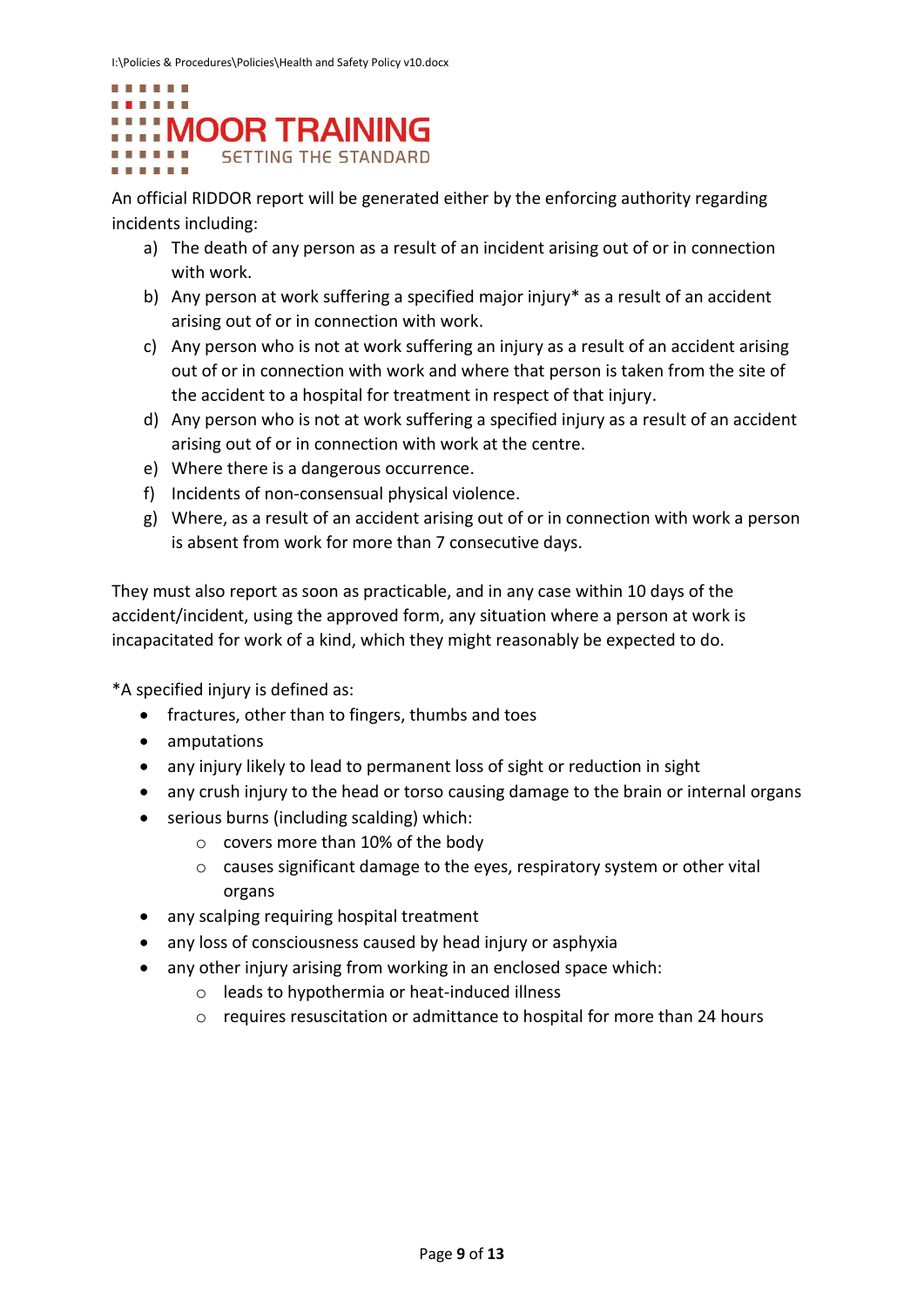An official RIDDOR report will be generated either by the enforcing authority regarding incidents including:

a) The death of any person as a result of an incident arising out of or in connection with work.
b) Any person at work suffering a specified major injury* as a result of an accident arising out of or in connection with work.
c) Any person who is not at work suffering an injury as a result of an accident arising out of or in connection with work and where that person is taken from the site of the accident to a hospital for treatment in respect of that injury.
d) Any person who is not at work suffering a specified injury as a result of an accident arising out of or in connection with work at the centre.
e) Where there is a dangerous occurrence.
f) Incidents of non-consensual physical violence.
g) Where, as a result of an accident arising out of or in connection with work a person is absent from work for more than 7 consecutive days.

They must also report as soon as practicable, and in any case within 10 days of the accident/incident, using the approved form, any situation where a person at work is incapacitated for work of a kind, which they might reasonably be expected to do.

*A specified injury is defined as:

- fractures, other than to fingers, thumbs and toes
- amputations
- any injury likely to lead to permanent loss of sight or reduction in sight
- any crush injury to the head or torso causing damage to the brain or internal organs
- serious burns (including scalding) which:
    - covers more than 10% of the body
    - causes significant damage to the eyes, respiratory system or other vital organs
- any scalping requiring hospital treatment
- any loss of consciousness caused by head injury or asphyxia
- any other injury arising from working in an enclosed space which:
    - leads to hypothermia or heat-induced illness
    - requires resuscitation or admittance to hospital for more than 24 hours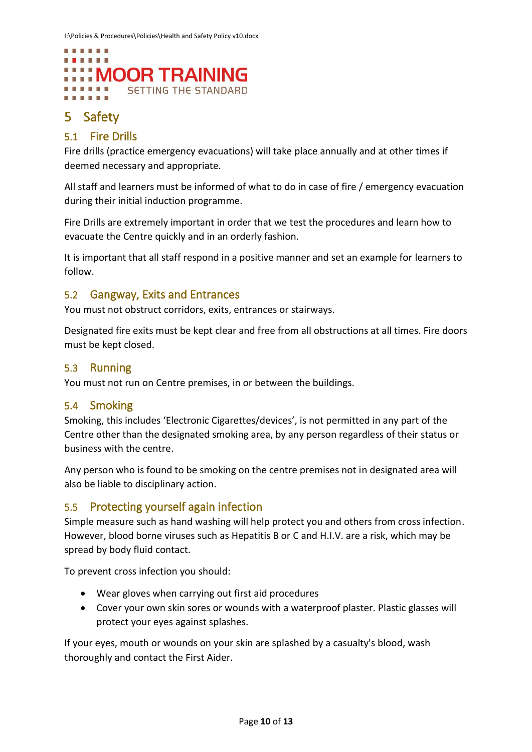# 5 Safety

## 5.1 Fire Drills

Fire drills (practice emergency evacuations) will take place annually and at other times if deemed necessary and appropriate.

All staff and learners must be informed of what to do in case of fire / emergency evacuation during their initial induction programme.

Fire Drills are extremely important in order that we test the procedures and learn how to evacuate the Centre quickly and in an orderly fashion.

It is important that all staff respond in a positive manner and set an example for learners to follow.

## 5.2 Gangway, Exits and Entrances

You must not obstruct corridors, exits, entrances or stairways.

Designated fire exits must be kept clear and free from all obstructions at all times. Fire doors must be kept closed.

## 5.3 Running

You must not run on Centre premises, in or between the buildings.

## 5.4 Smoking

Smoking, this includes 'Electronic Cigarettes/devices', is not permitted in any part of the Centre other than the designated smoking area, by any person regardless of their status or business with the centre.

Any person who is found to be smoking on the centre premises not in designated area will also be liable to disciplinary action.

## 5.5 Protecting yourself again infection

Simple measure such as hand washing will help protect you and others from cross infection. However, blood borne viruses such as Hepatitis B or C and H.I.V. are a risk, which may be spread by body fluid contact.

To prevent cross infection you should:

- Wear gloves when carrying out first aid procedures
- Cover your own skin sores or wounds with a waterproof plaster. Plastic glasses will protect your eyes against splashes.

If your eyes, mouth or wounds on your skin are splashed by a casualty's blood, wash thoroughly and contact the First Aider.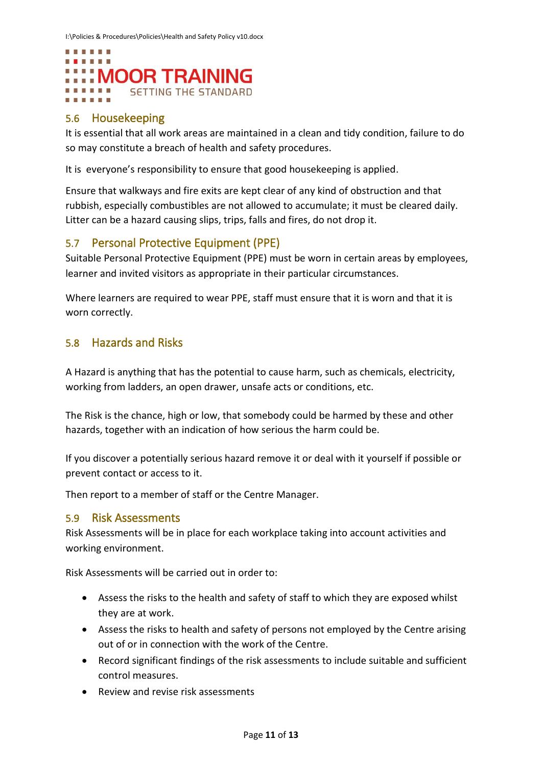## 5.6 Housekeeping

It is essential that all work areas are maintained in a clean and tidy condition, failure to do so may constitute a breach of health and safety procedures.

It is everyone's responsibility to ensure that good housekeeping is applied.

Ensure that walkways and fire exits are kept clear of any kind of obstruction and that rubbish, especially combustibles are not allowed to accumulate; it must be cleared daily. Litter can be a hazard causing slips, trips, falls and fires, do not drop it.

## 5.7 Personal Protective Equipment (PPE)

Suitable Personal Protective Equipment (PPE) must be worn in certain areas by employees, learner and invited visitors as appropriate in their particular circumstances.

Where learners are required to wear PPE, staff must ensure that it is worn and that it is worn correctly.

## 5.8 Hazards and Risks

A Hazard is anything that has the potential to cause harm, such as chemicals, electricity, working from ladders, an open drawer, unsafe acts or conditions, etc.

The Risk is the chance, high or low, that somebody could be harmed by these and other hazards, together with an indication of how serious the harm could be.

If you discover a potentially serious hazard remove it or deal with it yourself if possible or prevent contact or access to it.

Then report to a member of staff or the Centre Manager.

## 5.9 Risk Assessments

Risk Assessments will be in place for each workplace taking into account activities and working environment.

Risk Assessments will be carried out in order to:

- Assess the risks to the health and safety of staff to which they are exposed whilst they are at work.
- Assess the risks to health and safety of persons not employed by the Centre arising out of or in connection with the work of the Centre.
- Record significant findings of the risk assessments to include suitable and sufficient control measures.
- Review and revise risk assessments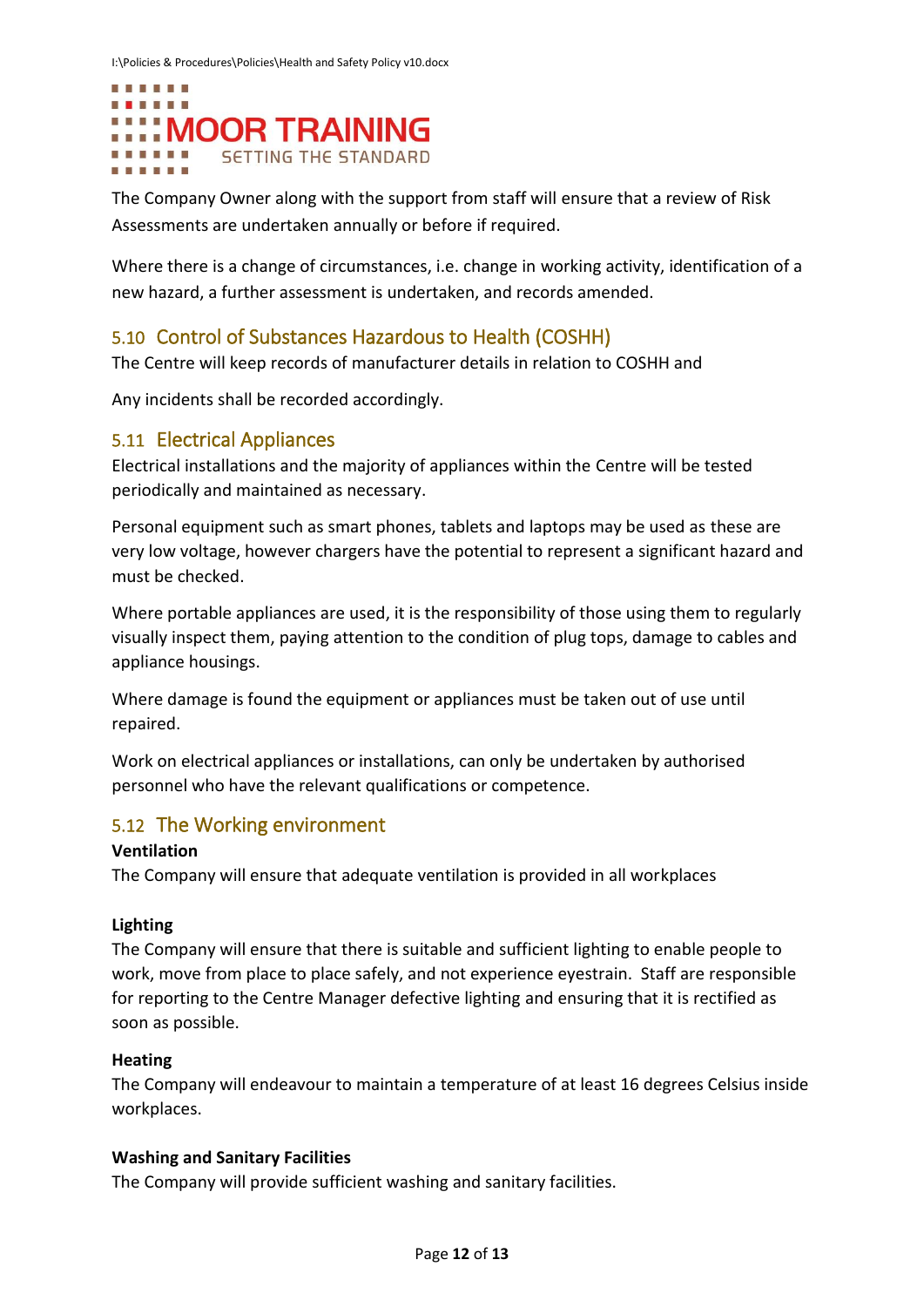The Company Owner along with the support from staff will ensure that a review of Risk Assessments are undertaken annually or before if required.

Where there is a change of circumstances, i.e. change in working activity, identification of a new hazard, a further assessment is undertaken, and records amended.

## 5.10 Control of Substances Hazardous to Health (COSHH)

The Centre will keep records of manufacturer details in relation to COSHH and

Any incidents shall be recorded accordingly.

## 5.11 Electrical Appliances

Electrical installations and the majority of appliances within the Centre will be tested periodically and maintained as necessary.

Personal equipment such as smart phones, tablets and laptops may be used as these are very low voltage, however chargers have the potential to represent a significant hazard and must be checked.

Where portable appliances are used, it is the responsibility of those using them to regularly visually inspect them, paying attention to the condition of plug tops, damage to cables and appliance housings.

Where damage is found the equipment or appliances must be taken out of use until repaired.

Work on electrical appliances or installations, can only be undertaken by authorised personnel who have the relevant qualifications or competence.

## 5.12 The Working environment

**Ventilation**
The Company will ensure that adequate ventilation is provided in all workplaces

**Lighting**
The Company will ensure that there is suitable and sufficient lighting to enable people to work, move from place to place safely, and not experience eyestrain. Staff are responsible for reporting to the Centre Manager defective lighting and ensuring that it is rectified as soon as possible.

**Heating**
The Company will endeavour to maintain a temperature of at least 16 degrees Celsius inside workplaces.

**Washing and Sanitary Facilities**
The Company will provide sufficient washing and sanitary facilities.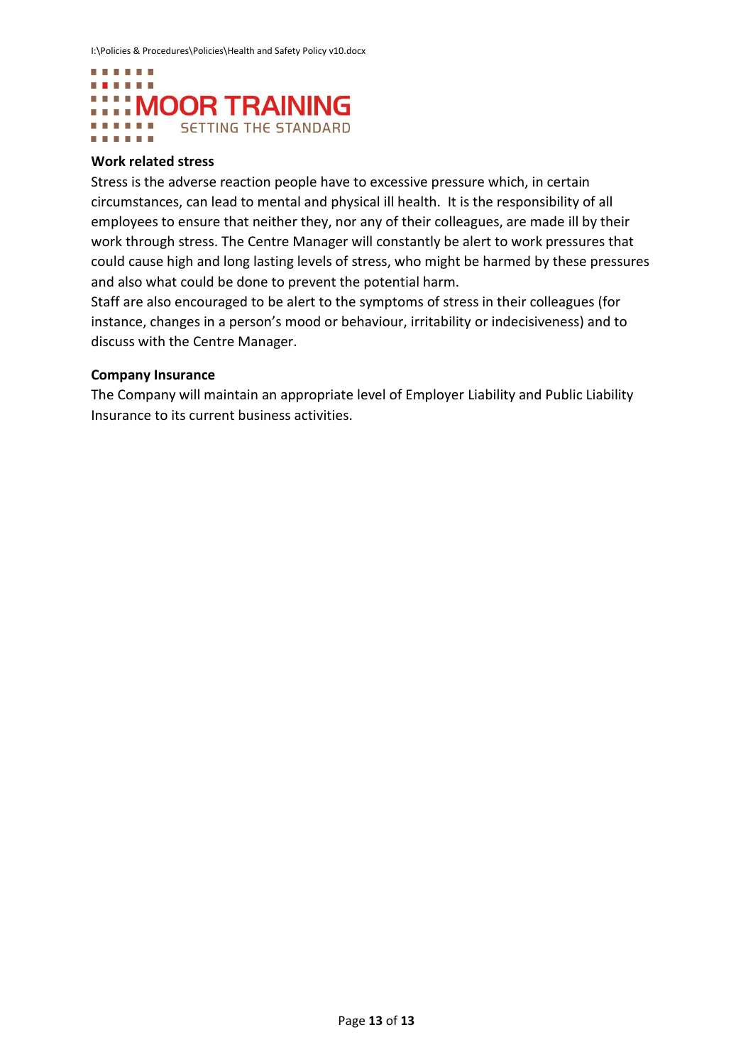**Work related stress**

Stress is the adverse reaction people have to excessive pressure which, in certain circumstances, can lead to mental and physical ill health. It is the responsibility of all employees to ensure that neither they, nor any of their colleagues, are made ill by their work through stress. The Centre Manager will constantly be alert to work pressures that could cause high and long lasting levels of stress, who might be harmed by these pressures and also what could be done to prevent the potential harm.

Staff are also encouraged to be alert to the symptoms of stress in their colleagues (for instance, changes in a person's mood or behaviour, irritability or indecisiveness) and to discuss with the Centre Manager.

**Company Insurance**

The Company will maintain an appropriate level of Employer Liability and Public Liability Insurance to its current business activities.